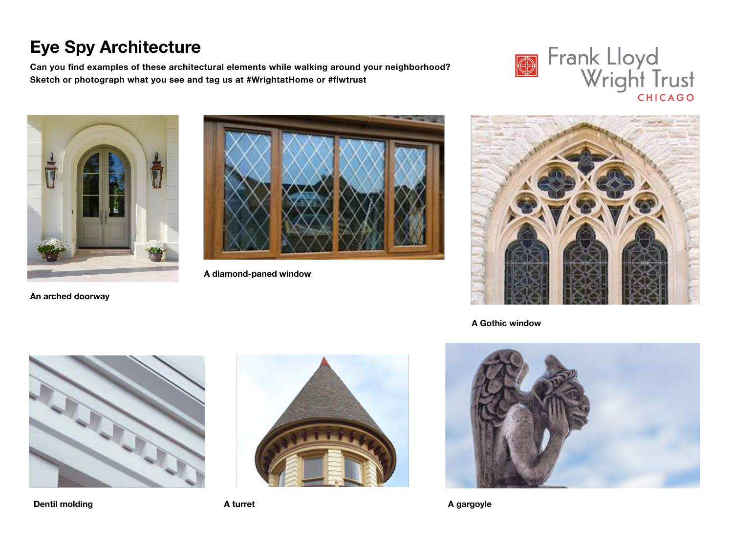# Eye Spy Architecture

**Can you find examples of these architectural elements while walking around your neighborhood? Sketch or photograph what you see and tag us at #WrightatHome or #flwtrust**

Frank Lloyd Wright Trust CHICAGO

**An arched doorway**

**A diamond-paned window**

**A Gothic window**

**Dentil molding**

**A turret**

**A gargoyle**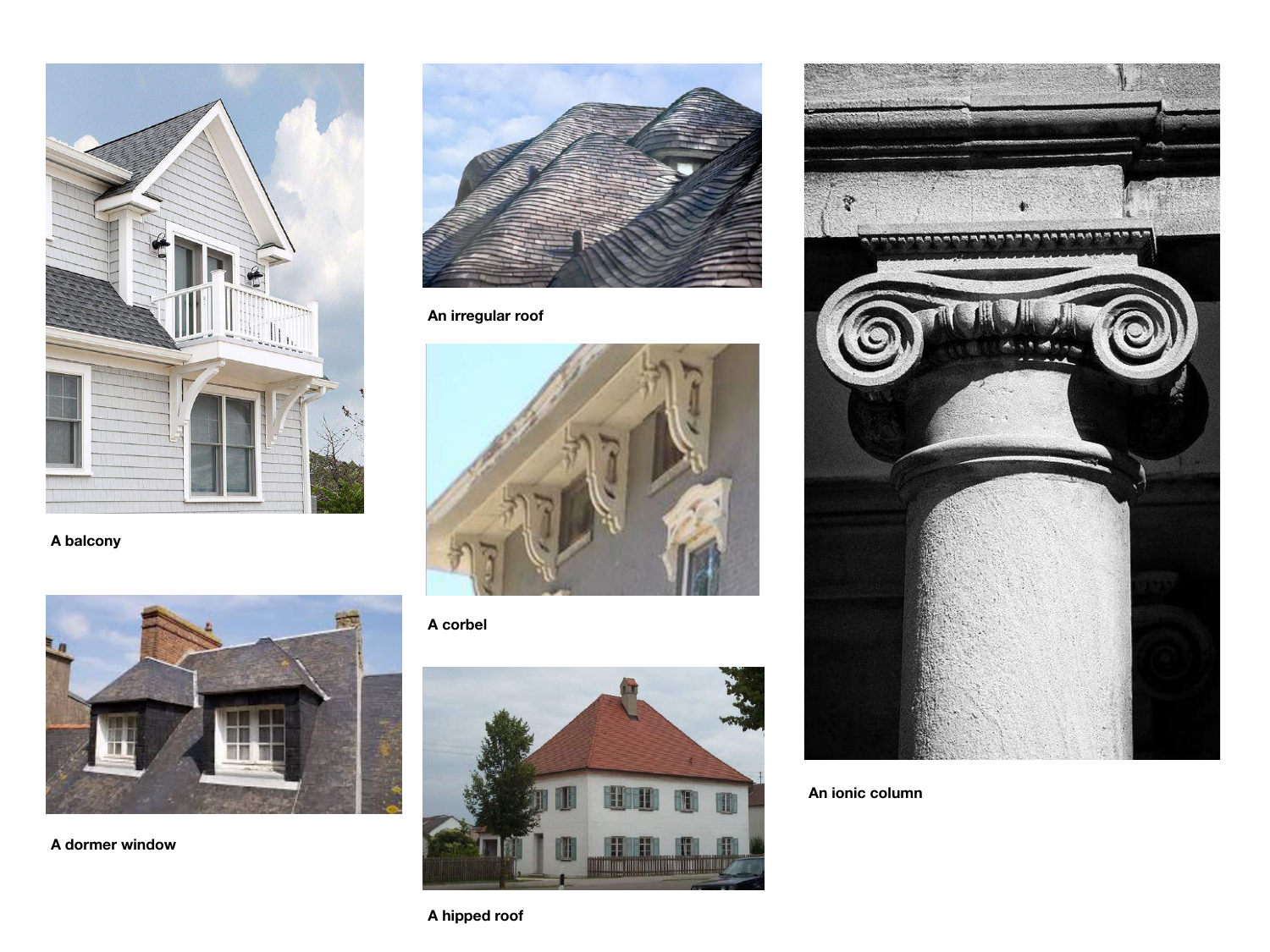A balcony

A dormer window

An irregular roof

A corbel

A hipped roof

An ionic column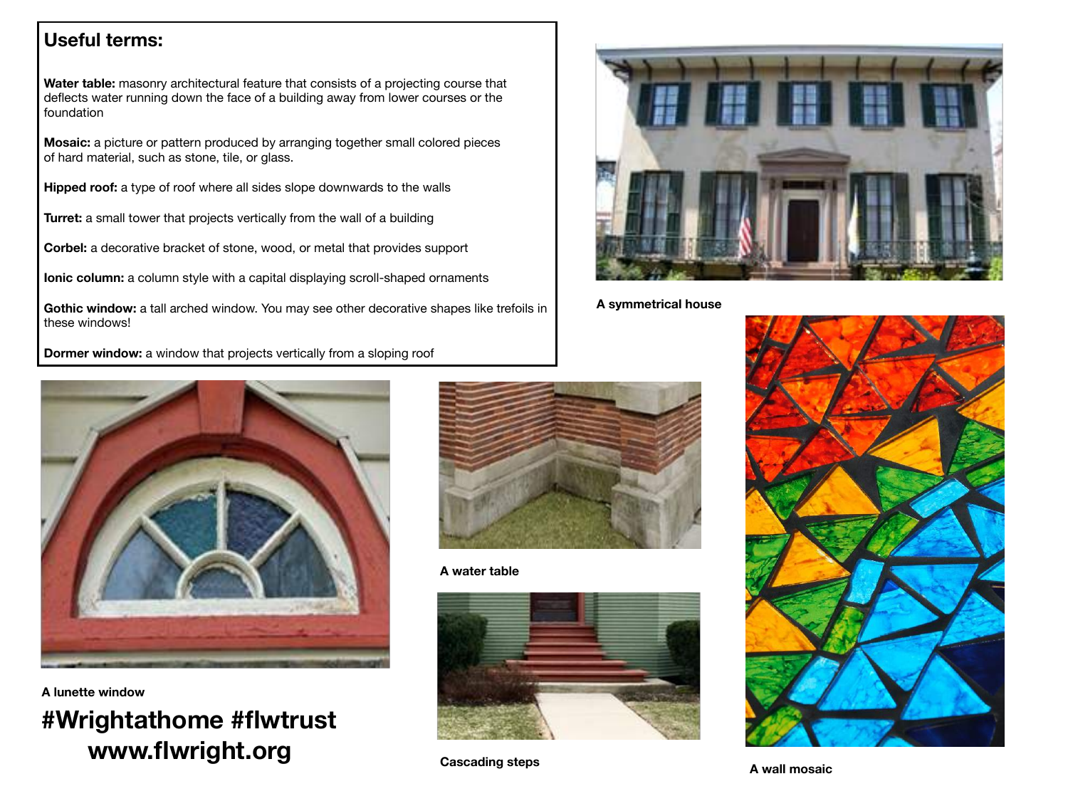## Useful terms:

**Water table:** masonry architectural feature that consists of a projecting course that deflects water running down the face of a building away from lower courses or the foundation

**Mosaic:** a picture or pattern produced by arranging together small colored pieces of hard material, such as stone, tile, or glass.

**Hipped roof:** a type of roof where all sides slope downwards to the walls

**Turret:** a small tower that projects vertically from the wall of a building

**Corbel:** a decorative bracket of stone, wood, or metal that provides support

**Ionic column:** a column style with a capital displaying scroll-shaped ornaments

**Gothic window:** a tall arched window. You may see other decorative shapes like trefoils in these windows!

**Dormer window:** a window that projects vertically from a sloping roof

**A symmetrical house**

**A lunette window**

**A water table**

**Cascading steps**

**A wall mosaic**

**#Wrightathome #flwtrust**
**www.flwright.org**